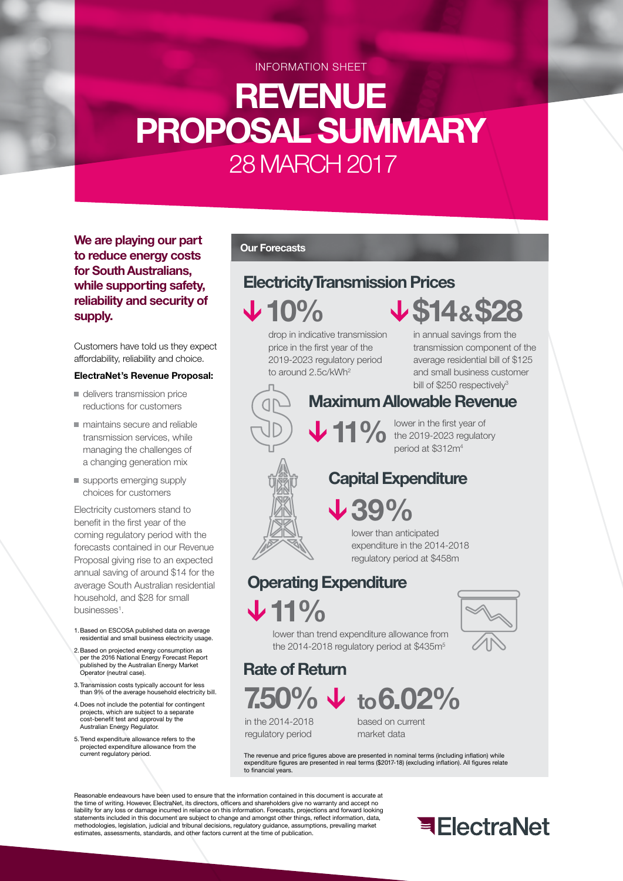INFORMATION SHEET

# REVENUE PROPOSAL SUMMARY

28 MARCH 2017

**We are playing our part to reduce energy costs for South Australians, while supporting safety, reliability and security of supply.**

Customers have told us they expect affordability, reliability and choice.

**ElectraNet's Revenue Proposal:**

- delivers transmission price reductions for customers
- maintains secure and reliable transmission services, while managing the challenges of a changing generation mix
- supports emerging supply choices for customers

Electricity customers stand to benefit in the first year of the coming regulatory period with the forecasts contained in our Revenue Proposal giving rise to an expected annual saving of around $14 for the average South Australian residential household, and $28 for small businesses[1].

1. Based on ESCOSA published data on average residential and small business electricity usage.
2. Based on projected energy consumption as per the 2016 National Energy Forecast Report published by the Australian Energy Market Operator (neutral case).
3. Transmission costs typically account for less than 9% of the average household electricity bill.
4. Does not include the potential for contingent projects, which are subject to a separate cost-benefit test and approval by the Australian Energy Regulator.
5. Trend expenditure allowance refers to the projected expenditure allowance from the current regulatory period.

## Our Forecasts

### Electricity Transmission Prices

**↓ 10%**

drop in indicative transmission price in the first year of the 2019-2023 regulatory period to around 2.5c/kWh[2]

**↓ $14 & $28**

in annual savings from the transmission component of the average residential bill of $125 and small business customer bill of $250 respectively[3]

### Maximum Allowable Revenue

**↓ 11%** lower in the first year of the 2019-2023 regulatory period at $312m[4]

### Capital Expenditure

**↓ 39%**

lower than anticipated expenditure in the 2014-2018 regulatory period at $458m

### Operating Expenditure

**↓ 11%**

lower than trend expenditure allowance from the 2014-2018 regulatory period at $435m[5]

### Rate of Return

**7.50%** ↓ **to 6.02%**

in the 2014-2018 regulatory period

based on current market data

The revenue and price figures above are presented in nominal terms (including inflation) while expenditure figures are presented in real terms ($2017-18) (excluding inflation). All figures relate to financial years.

Reasonable endeavours have been used to ensure that the information contained in this document is accurate at the time of writing. However, ElectraNet, its directors, officers and shareholders give no warranty and accept no liability for any loss or damage incurred in reliance on this information. Forecasts, projections and forward looking statements included in this document are subject to change and amongst other things, reflect information, data, methodologies, legislation, judicial and tribunal decisions, regulatory guidance, assumptions, prevailing market estimates, assessments, standards, and other factors current at the time of publication.

ElectraNet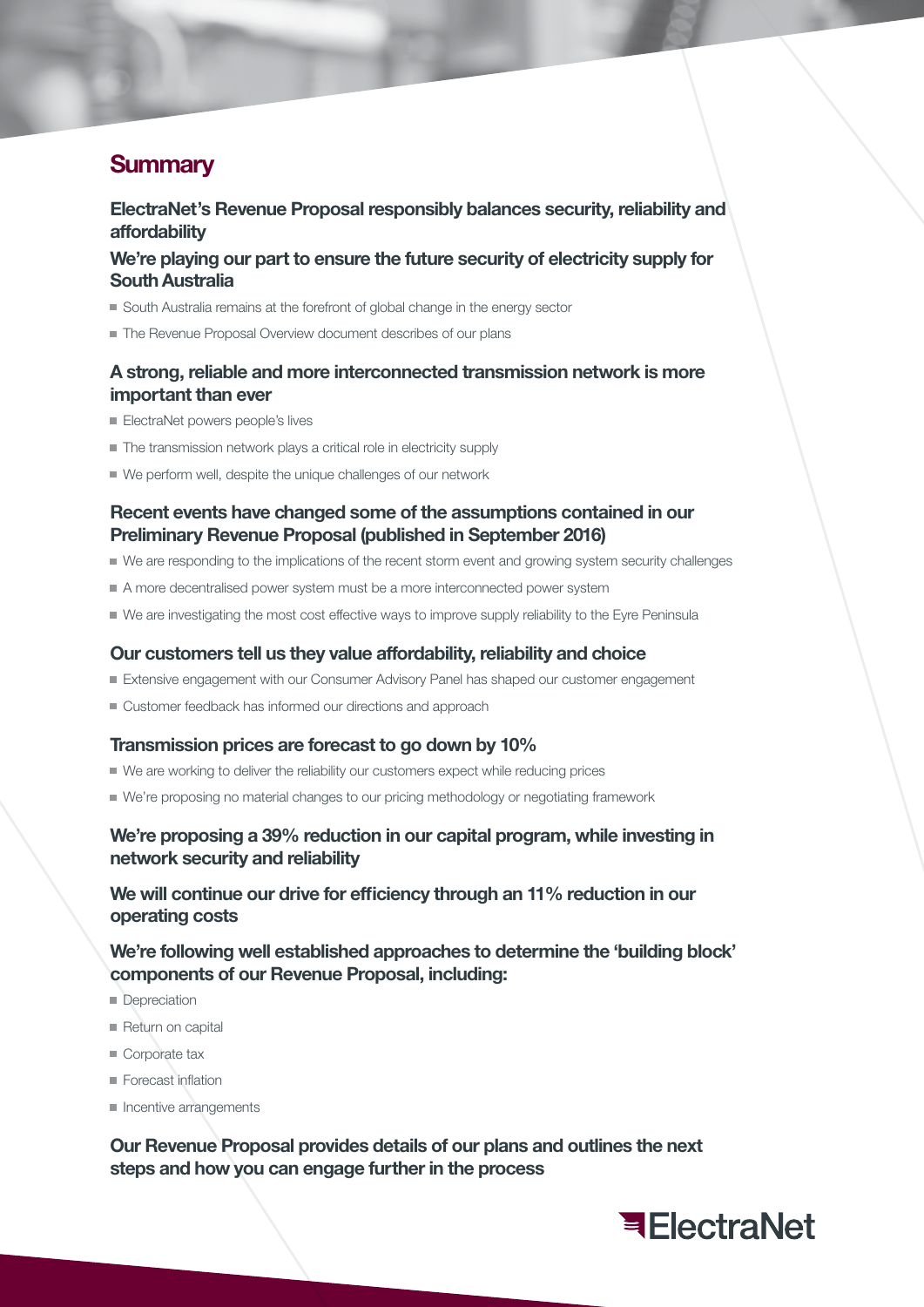# Summary

### ElectraNet's Revenue Proposal responsibly balances security, reliability and affordability

### We're playing our part to ensure the future security of electricity supply for South Australia

- South Australia remains at the forefront of global change in the energy sector
- The Revenue Proposal Overview document describes of our plans

### A strong, reliable and more interconnected transmission network is more important than ever

- ElectraNet powers people's lives
- The transmission network plays a critical role in electricity supply
- We perform well, despite the unique challenges of our network

### Recent events have changed some of the assumptions contained in our Preliminary Revenue Proposal (published in September 2016)

- We are responding to the implications of the recent storm event and growing system security challenges
- A more decentralised power system must be a more interconnected power system
- We are investigating the most cost effective ways to improve supply reliability to the Eyre Peninsula

### Our customers tell us they value affordability, reliability and choice

- Extensive engagement with our Consumer Advisory Panel has shaped our customer engagement
- Customer feedback has informed our directions and approach

### Transmission prices are forecast to go down by 10%

- We are working to deliver the reliability our customers expect while reducing prices
- We're proposing no material changes to our pricing methodology or negotiating framework

### We're proposing a 39% reduction in our capital program, while investing in network security and reliability

### We will continue our drive for efficiency through an 11% reduction in our operating costs

### We're following well established approaches to determine the 'building block' components of our Revenue Proposal, including:

- Depreciation
- Return on capital
- Corporate tax
- Forecast inflation
- Incentive arrangements

### Our Revenue Proposal provides details of our plans and outlines the next steps and how you can engage further in the process

ElectraNet